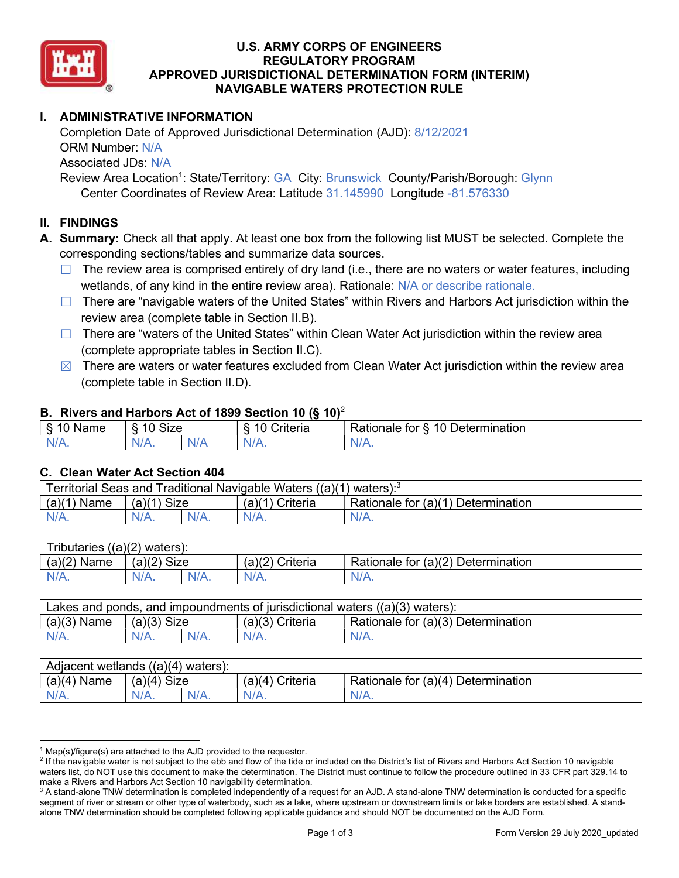# U.S. ARMY CORPS OF ENGINEERS
# REGULATORY PROGRAM
# APPROVED JURISDICTIONAL DETERMINATION FORM (INTERIM)
# NAVIGABLE WATERS PROTECTION RULE

## I. ADMINISTRATIVE INFORMATION

Completion Date of Approved Jurisdictional Determination (AJD): 8/12/2021
ORM Number: N/A
Associated JDs: N/A
Review Area Location[1]: State/Territory: GA City: Brunswick County/Parish/Borough: Glynn
Center Coordinates of Review Area: Latitude 31.145990 Longitude -81.576330

## II. FINDINGS

**A. Summary:** Check all that apply. At least one box from the following list MUST be selected. Complete the corresponding sections/tables and summarize data sources.

- ☐ The review area is comprised entirely of dry land (i.e., there are no waters or water features, including wetlands, of any kind in the entire review area). Rationale: N/A or describe rationale.
- ☐ There are "navigable waters of the United States" within Rivers and Harbors Act jurisdiction within the review area (complete table in Section II.B).
- ☐ There are "waters of the United States" within Clean Water Act jurisdiction within the review area (complete appropriate tables in Section II.C).
- ☒ There are waters or water features excluded from Clean Water Act jurisdiction within the review area (complete table in Section II.D).

### B. Rivers and Harbors Act of 1899 Section 10 (§ 10)[2]

| § 10 Name | § 10 Size | | § 10 Criteria | Rationale for § 10 Determination |
|---|---|---|---|---|
| N/A. | N/A. | N/A | N/A. | N/A. |

### C. Clean Water Act Section 404

| Territorial Seas and Traditional Navigable Waters ((a)(1) waters):[3] | | | | |
|---|---|---|---|---|
| (a)(1) Name | (a)(1) Size | | (a)(1) Criteria | Rationale for (a)(1) Determination |
| N/A. | N/A. | N/A. | N/A. | N/A. |

| Tributaries ((a)(2) waters): | | | | |
|---|---|---|---|---|
| (a)(2) Name | (a)(2) Size | | (a)(2) Criteria | Rationale for (a)(2) Determination |
| N/A. | N/A. | N/A. | N/A. | N/A. |

| Lakes and ponds, and impoundments of jurisdictional waters ((a)(3) waters): | | | | |
|---|---|---|---|---|
| (a)(3) Name | (a)(3) Size | | (a)(3) Criteria | Rationale for (a)(3) Determination |
| N/A. | N/A. | N/A. | N/A. | N/A. |

| Adjacent wetlands ((a)(4) waters): | | | | |
|---|---|---|---|---|
| (a)(4) Name | (a)(4) Size | | (a)(4) Criteria | Rationale for (a)(4) Determination |
| N/A. | N/A. | N/A. | N/A. | N/A. |

---

[1] Map(s)/figure(s) are attached to the AJD provided to the requestor.
[2] If the navigable water is not subject to the ebb and flow of the tide or included on the District's list of Rivers and Harbors Act Section 10 navigable waters list, do NOT use this document to make the determination. The District must continue to follow the procedure outlined in 33 CFR part 329.14 to make a Rivers and Harbors Act Section 10 navigability determination.
[3] A stand-alone TNW determination is completed independently of a request for an AJD. A stand-alone TNW determination is conducted for a specific segment of river or stream or other type of waterbody, such as a lake, where upstream or downstream limits or lake borders are established. A stand-alone TNW determination should be completed following applicable guidance and should NOT be documented on the AJD Form.

Form Version 29 July 2020_updated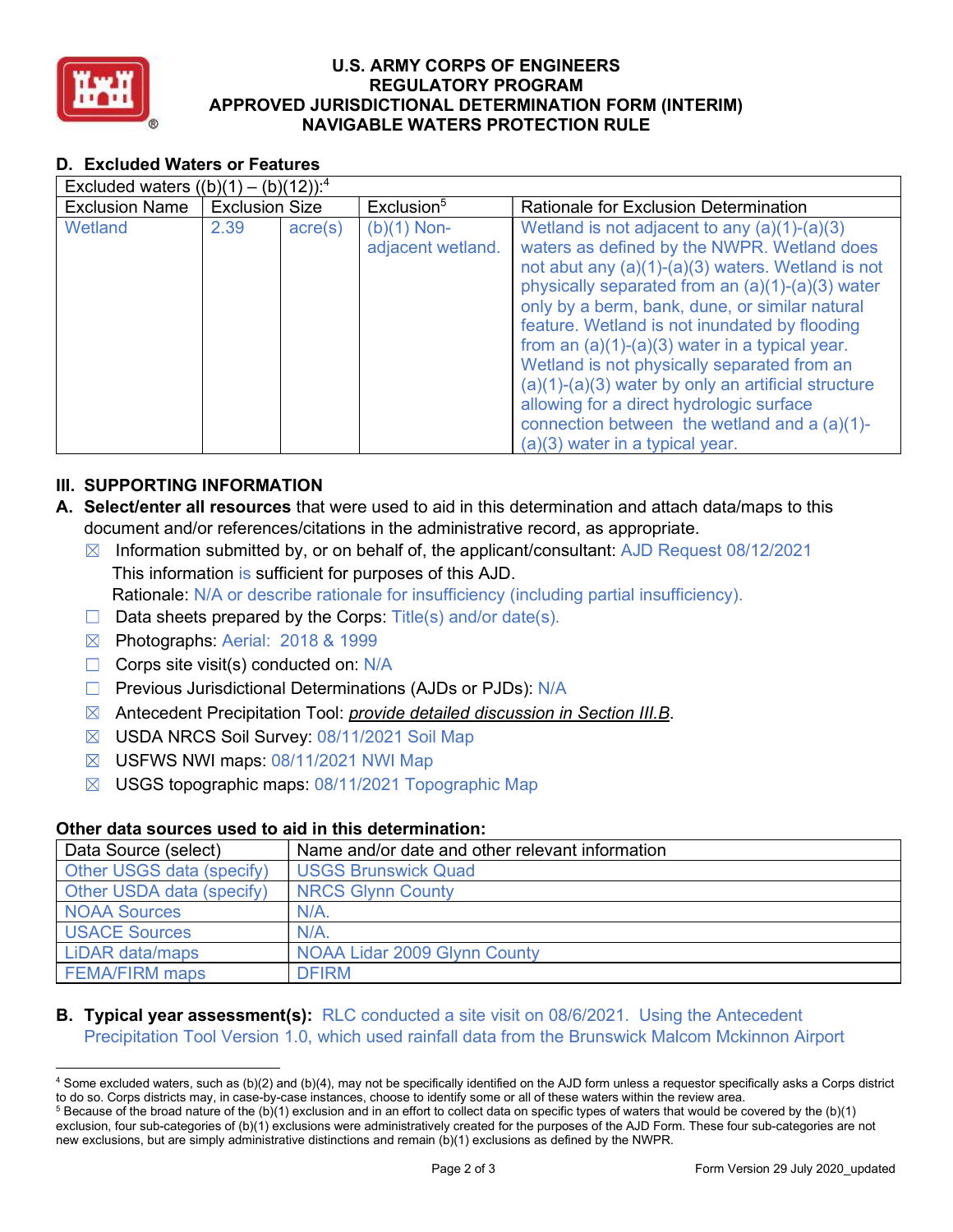# U.S. ARMY CORPS OF ENGINEERS
# REGULATORY PROGRAM
# APPROVED JURISDICTIONAL DETERMINATION FORM (INTERIM)
# NAVIGABLE WATERS PROTECTION RULE

## D. Excluded Waters or Features

| Excluded waters ((b)(1) – (b)(12)):[4] | | | | |
|---|---|---|---|---|
| Exclusion Name | Exclusion Size | | Exclusion[5] | Rationale for Exclusion Determination |
| Wetland | 2.39 | acre(s) | (b)(1) Non-adjacent wetland. | Wetland is not adjacent to any (a)(1)-(a)(3) waters as defined by the NWPR. Wetland does not abut any (a)(1)-(a)(3) waters. Wetland is not physically separated from an (a)(1)-(a)(3) water only by a berm, bank, dune, or similar natural feature. Wetland is not inundated by flooding from an (a)(1)-(a)(3) water in a typical year. Wetland is not physically separated from an (a)(1)-(a)(3) water by only an artificial structure allowing for a direct hydrologic surface connection between the wetland and a (a)(1)-(a)(3) water in a typical year. |

## III. SUPPORTING INFORMATION

**A. Select/enter all resources** that were used to aid in this determination and attach data/maps to this document and/or references/citations in the administrative record, as appropriate.

- ☒ Information submitted by, or on behalf of, the applicant/consultant: AJD Request 08/12/2021
  This information is sufficient for purposes of this AJD.
  Rationale: N/A or describe rationale for insufficiency (including partial insufficiency).
- ☐ Data sheets prepared by the Corps: Title(s) and/or date(s).
- ☒ Photographs: Aerial: 2018 & 1999
- ☐ Corps site visit(s) conducted on: N/A
- ☐ Previous Jurisdictional Determinations (AJDs or PJDs): N/A
- ☒ Antecedent Precipitation Tool: *provide detailed discussion in Section III.B*.
- ☒ USDA NRCS Soil Survey: 08/11/2021 Soil Map
- ☒ USFWS NWI maps: 08/11/2021 NWI Map
- ☒ USGS topographic maps: 08/11/2021 Topographic Map

### Other data sources used to aid in this determination:

| Data Source (select) | Name and/or date and other relevant information |
|---|---|
| Other USGS data (specify) | USGS Brunswick Quad |
| Other USDA data (specify) | NRCS Glynn County |
| NOAA Sources | N/A. |
| USACE Sources | N/A. |
| LiDAR data/maps | NOAA Lidar 2009 Glynn County |
| FEMA/FIRM maps | DFIRM |

**B. Typical year assessment(s):** RLC conducted a site visit on 08/6/2021. Using the Antecedent Precipitation Tool Version 1.0, which used rainfall data from the Brunswick Malcom Mckinnon Airport

---

[4] Some excluded waters, such as (b)(2) and (b)(4), may not be specifically identified on the AJD form unless a requestor specifically asks a Corps district to do so. Corps districts may, in case-by-case instances, choose to identify some or all of these waters within the review area.

[5] Because of the broad nature of the (b)(1) exclusion and in an effort to collect data on specific types of waters that would be covered by the (b)(1) exclusion, four sub-categories of (b)(1) exclusions were administratively created for the purposes of the AJD Form. These four sub-categories are not new exclusions, but are simply administrative distinctions and remain (b)(1) exclusions as defined by the NWPR.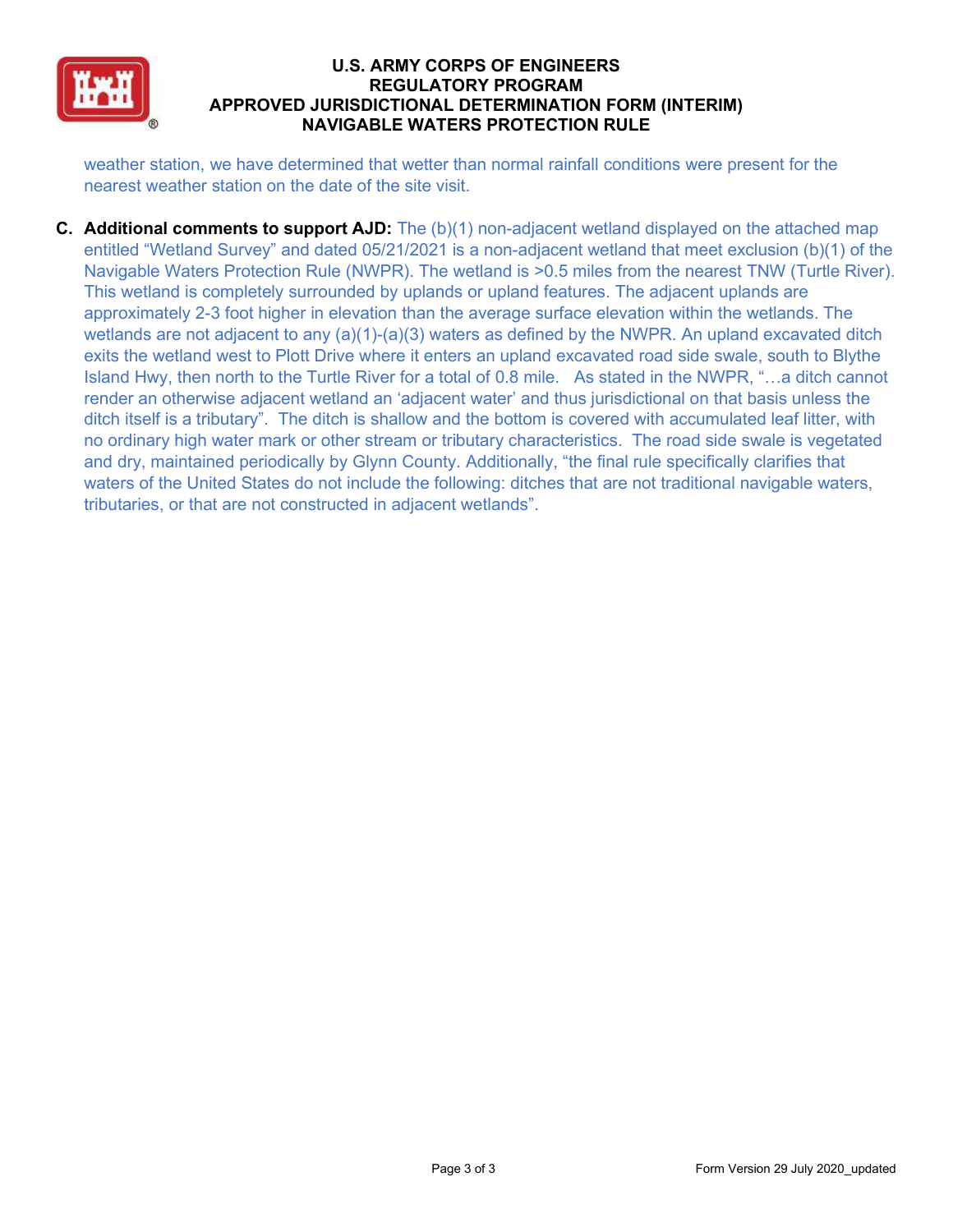weather station, we have determined that wetter than normal rainfall conditions were present for the nearest weather station on the date of the site visit.

**C. Additional comments to support AJD:** The (b)(1) non-adjacent wetland displayed on the attached map entitled "Wetland Survey" and dated 05/21/2021 is a non-adjacent wetland that meet exclusion (b)(1) of the Navigable Waters Protection Rule (NWPR). The wetland is >0.5 miles from the nearest TNW (Turtle River). This wetland is completely surrounded by uplands or upland features. The adjacent uplands are approximately 2-3 foot higher in elevation than the average surface elevation within the wetlands. The wetlands are not adjacent to any (a)(1)-(a)(3) waters as defined by the NWPR. An upland excavated ditch exits the wetland west to Plott Drive where it enters an upland excavated road side swale, south to Blythe Island Hwy, then north to the Turtle River for a total of 0.8 mile. As stated in the NWPR, "…a ditch cannot render an otherwise adjacent wetland an 'adjacent water' and thus jurisdictional on that basis unless the ditch itself is a tributary". The ditch is shallow and the bottom is covered with accumulated leaf litter, with no ordinary high water mark or other stream or tributary characteristics. The road side swale is vegetated and dry, maintained periodically by Glynn County. Additionally, "the final rule specifically clarifies that waters of the United States do not include the following: ditches that are not traditional navigable waters, tributaries, or that are not constructed in adjacent wetlands".